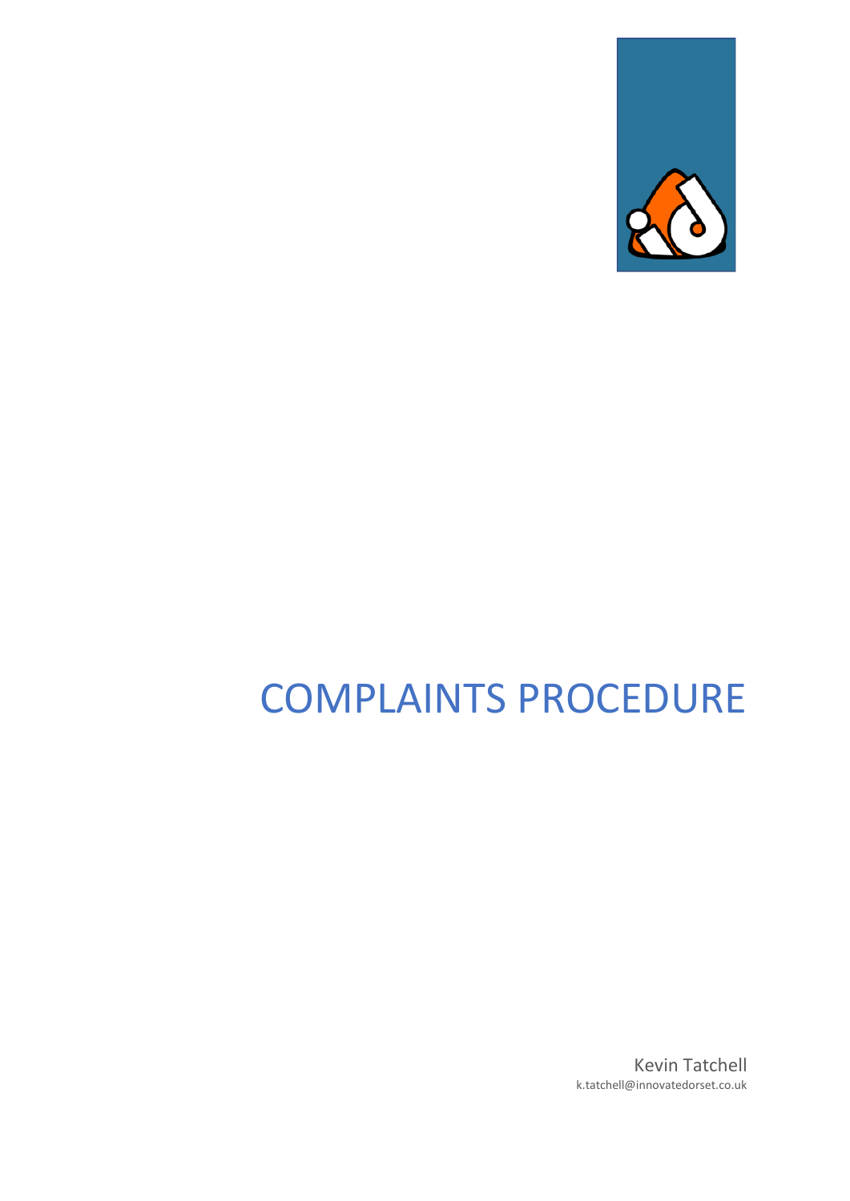# COMPLAINTS PROCEDURE

Kevin Tatchell
k.tatchell@innovatedorset.co.uk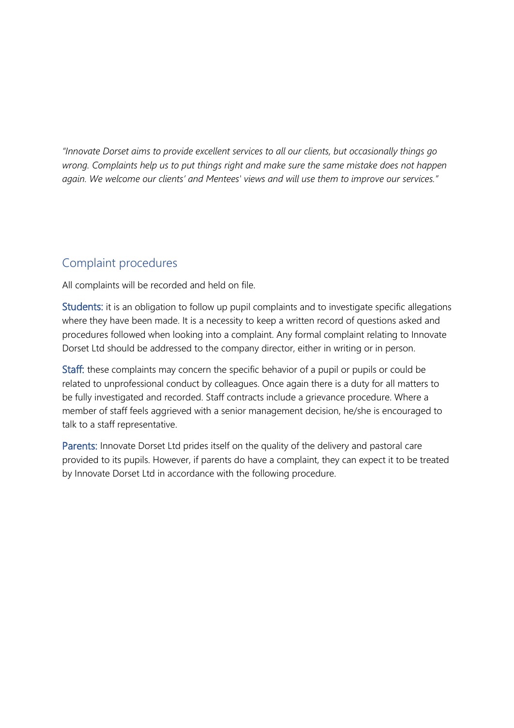*"Innovate Dorset aims to provide excellent services to all our clients, but occasionally things go wrong. Complaints help us to put things right and make sure the same mistake does not happen again. We welcome our clients' and Mentees' views and will use them to improve our services."*

## Complaint procedures

All complaints will be recorded and held on file.

**Students:** it is an obligation to follow up pupil complaints and to investigate specific allegations where they have been made. It is a necessity to keep a written record of questions asked and procedures followed when looking into a complaint. Any formal complaint relating to Innovate Dorset Ltd should be addressed to the company director, either in writing or in person.

**Staff:** these complaints may concern the specific behavior of a pupil or pupils or could be related to unprofessional conduct by colleagues. Once again there is a duty for all matters to be fully investigated and recorded. Staff contracts include a grievance procedure. Where a member of staff feels aggrieved with a senior management decision, he/she is encouraged to talk to a staff representative.

**Parents:** Innovate Dorset Ltd prides itself on the quality of the delivery and pastoral care provided to its pupils. However, if parents do have a complaint, they can expect it to be treated by Innovate Dorset Ltd in accordance with the following procedure.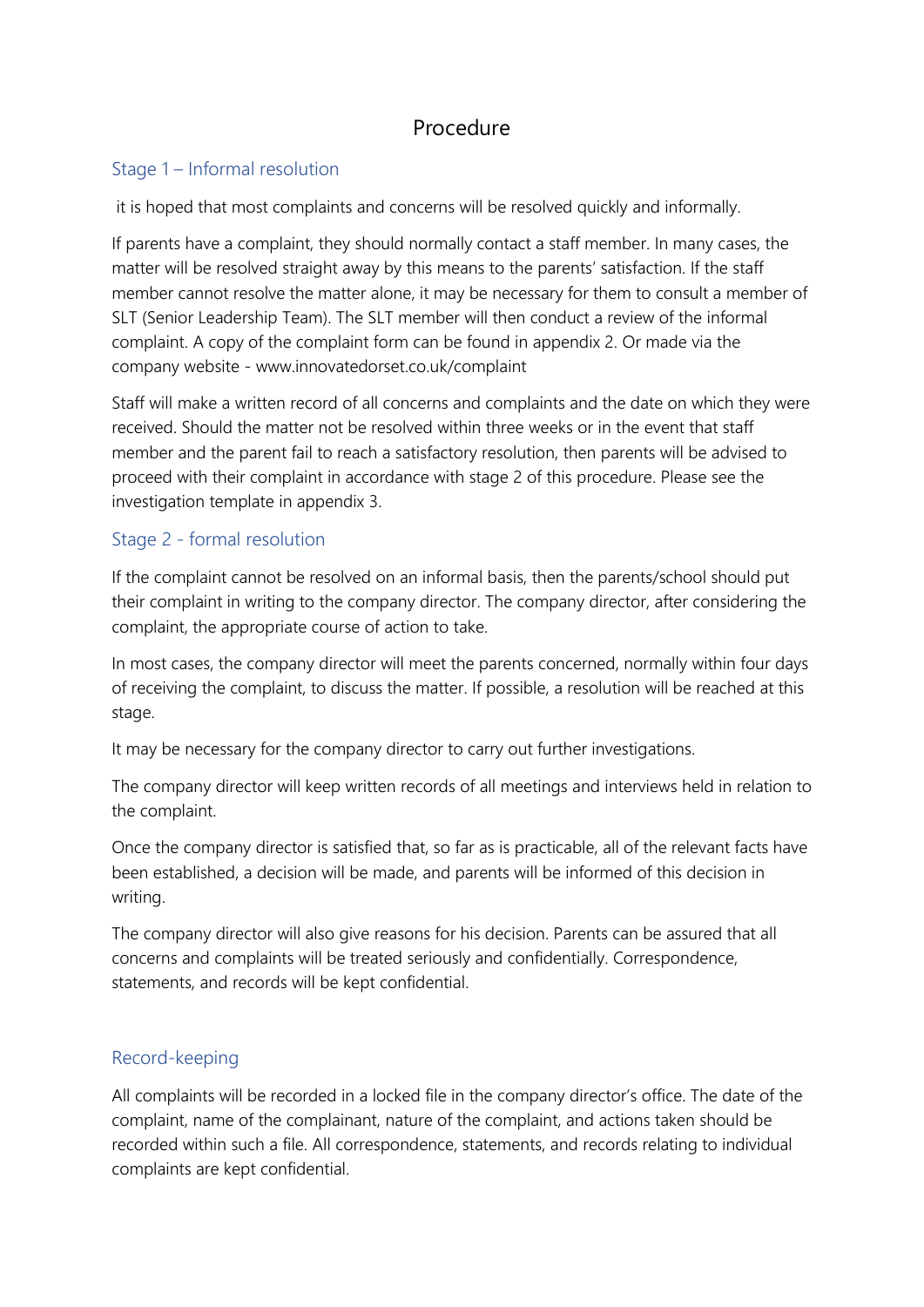# Procedure

## Stage 1 – Informal resolution

it is hoped that most complaints and concerns will be resolved quickly and informally.

If parents have a complaint, they should normally contact a staff member. In many cases, the matter will be resolved straight away by this means to the parents' satisfaction. If the staff member cannot resolve the matter alone, it may be necessary for them to consult a member of SLT (Senior Leadership Team). The SLT member will then conduct a review of the informal complaint. A copy of the complaint form can be found in appendix 2. Or made via the company website - www.innovatedorset.co.uk/complaint

Staff will make a written record of all concerns and complaints and the date on which they were received. Should the matter not be resolved within three weeks or in the event that staff member and the parent fail to reach a satisfactory resolution, then parents will be advised to proceed with their complaint in accordance with stage 2 of this procedure. Please see the investigation template in appendix 3.

## Stage 2 - formal resolution

If the complaint cannot be resolved on an informal basis, then the parents/school should put their complaint in writing to the company director. The company director, after considering the complaint, the appropriate course of action to take.

In most cases, the company director will meet the parents concerned, normally within four days of receiving the complaint, to discuss the matter. If possible, a resolution will be reached at this stage.

It may be necessary for the company director to carry out further investigations.

The company director will keep written records of all meetings and interviews held in relation to the complaint.

Once the company director is satisfied that, so far as is practicable, all of the relevant facts have been established, a decision will be made, and parents will be informed of this decision in writing.

The company director will also give reasons for his decision. Parents can be assured that all concerns and complaints will be treated seriously and confidentially. Correspondence, statements, and records will be kept confidential.

## Record-keeping

All complaints will be recorded in a locked file in the company director's office. The date of the complaint, name of the complainant, nature of the complaint, and actions taken should be recorded within such a file. All correspondence, statements, and records relating to individual complaints are kept confidential.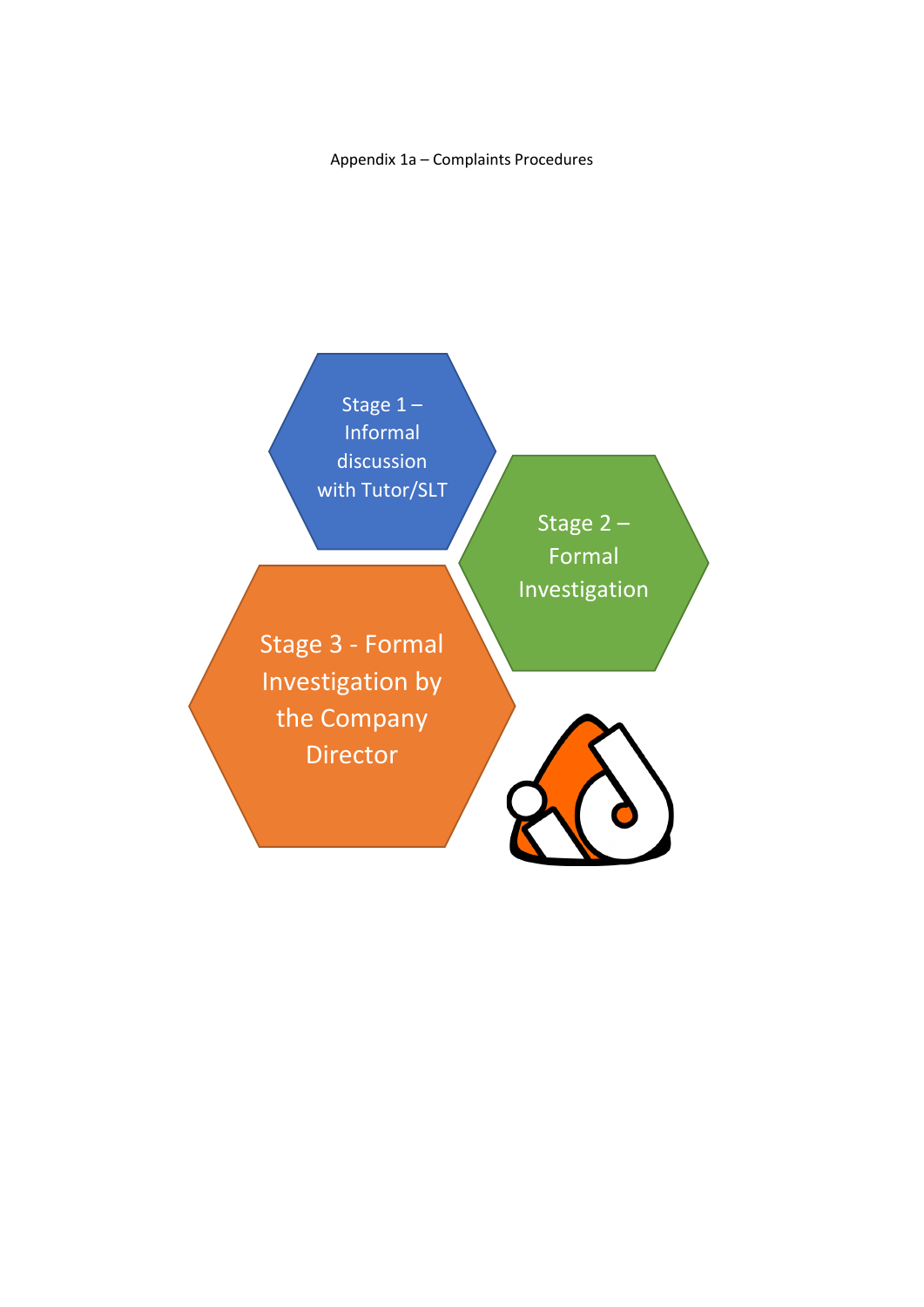Appendix 1a – Complaints Procedures

Stage 1 – Informal discussion with Tutor/SLT

Stage 2 – Formal Investigation

Stage 3 - Formal Investigation by the Company Director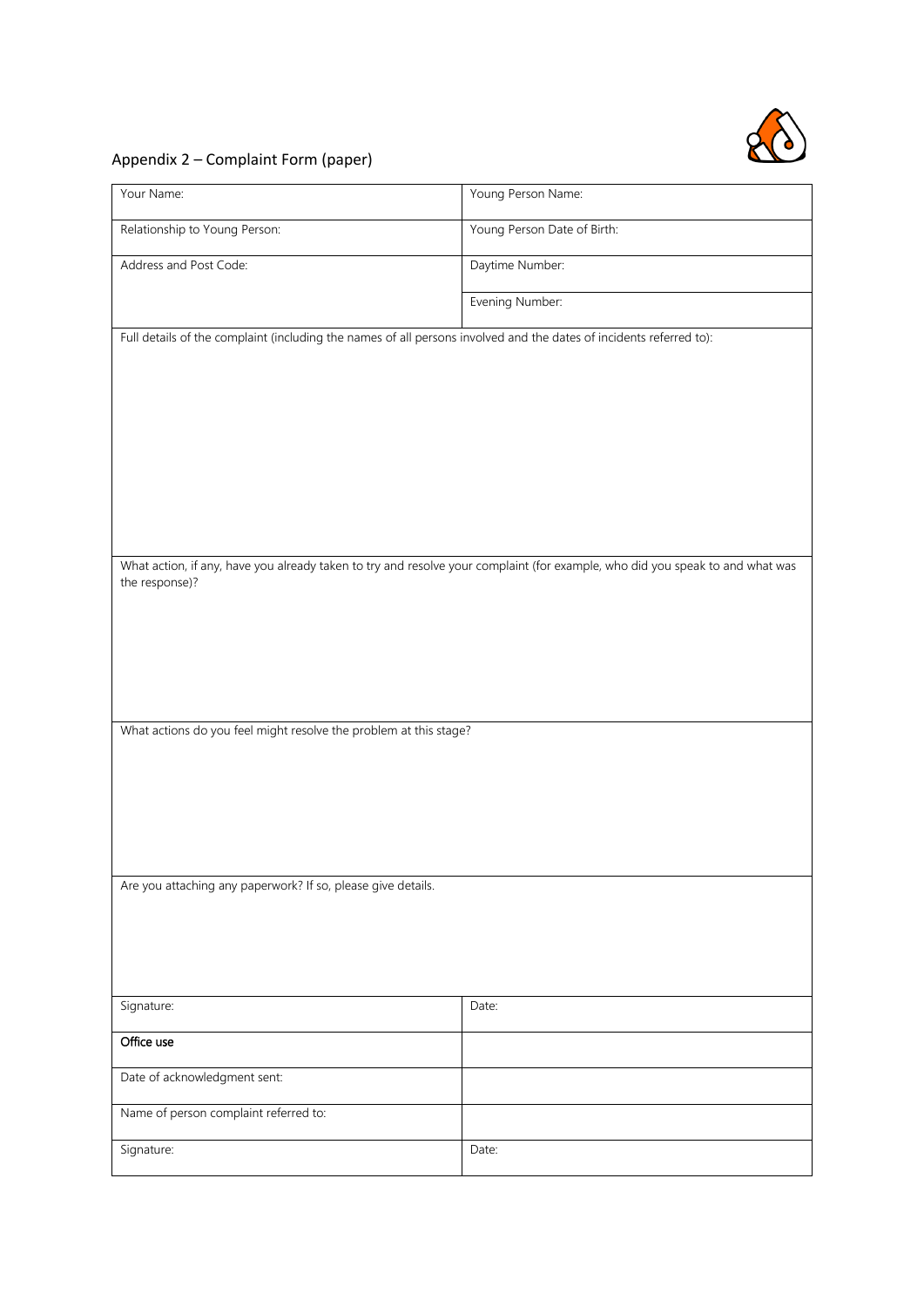## Appendix 2 – Complaint Form (paper)

| Your Name: | Young Person Name: |
|---|---|
| Relationship to Young Person: | Young Person Date of Birth: |
| Address and Post Code: | Daytime Number: |
| | Evening Number: |
| Full details of the complaint (including the names of all persons involved and the dates of incidents referred to): | |
| What action, if any, have you already taken to try and resolve your complaint (for example, who did you speak to and what was the response)? | |
| What actions do you feel might resolve the problem at this stage? | |
| Are you attaching any paperwork? If so, please give details. | |
| Signature: | Date: |
| **Office use** | |
| Date of acknowledgment sent: | |
| Name of person complaint referred to: | |
| Signature: | Date: |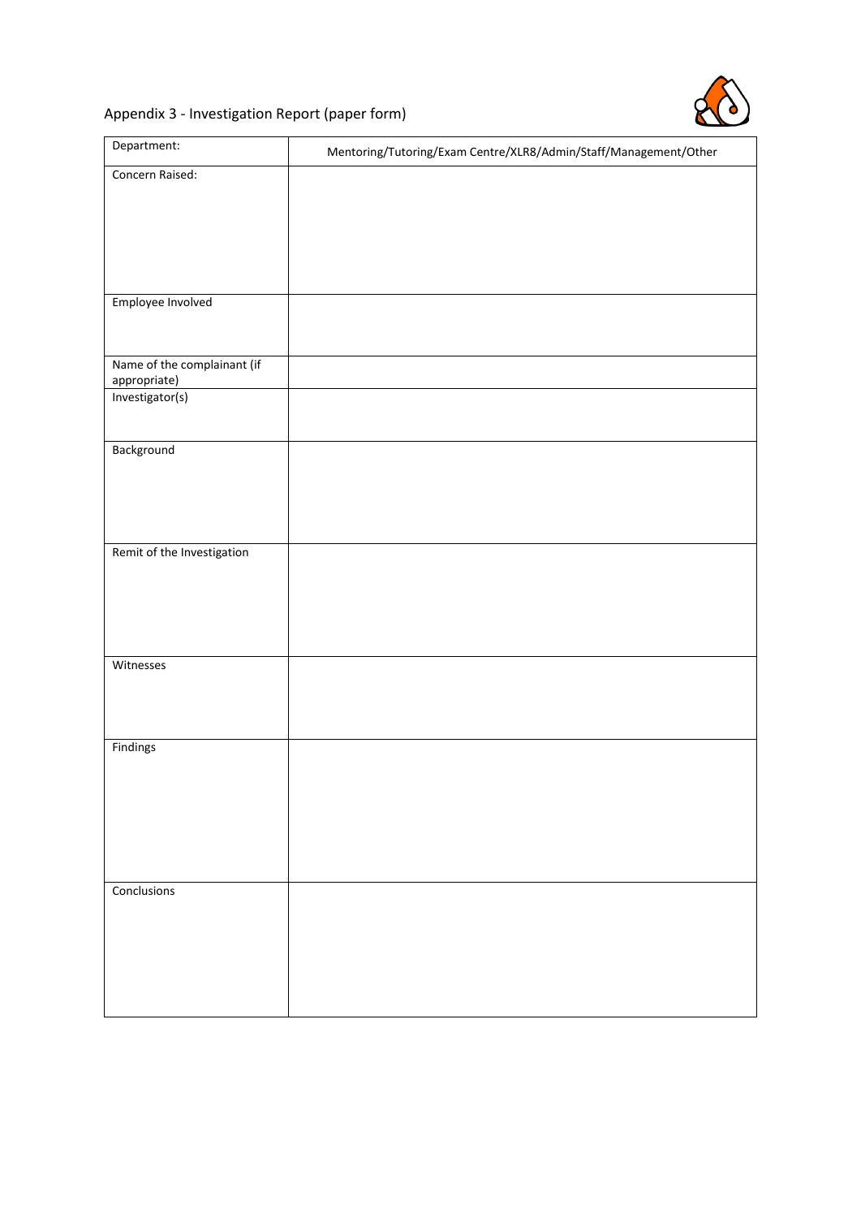## Appendix 3 - Investigation Report (paper form)

| Department: | Mentoring/Tutoring/Exam Centre/XLR8/Admin/Staff/Management/Other |
|---|---|
| Concern Raised: | |
| Employee Involved | |
| Name of the complainant (if appropriate) | |
| Investigator(s) | |
| Background | |
| Remit of the Investigation | |
| Witnesses | |
| Findings | |
| Conclusions | |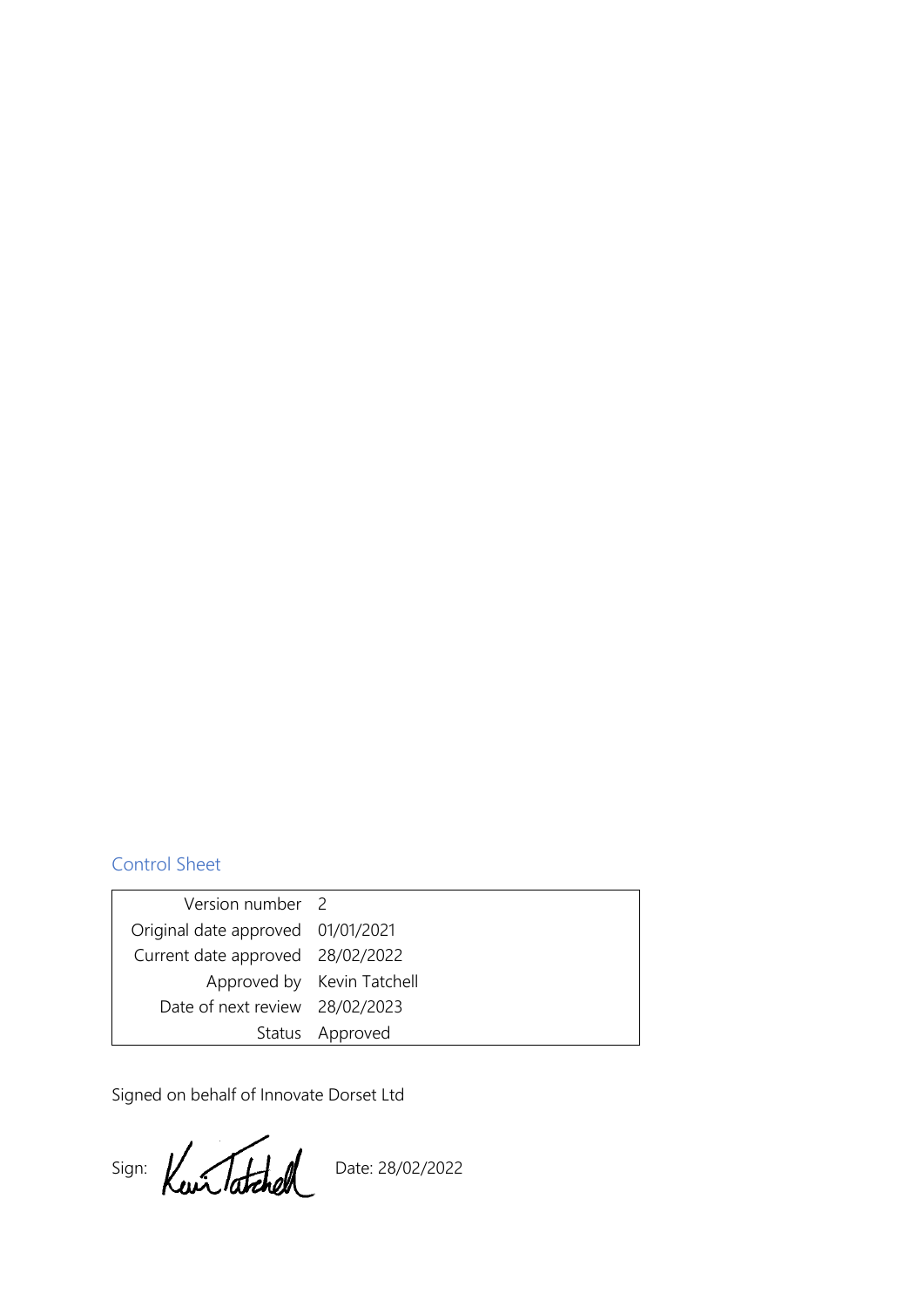## Control Sheet

| | |
|---|---|
| Version number | 2 |
| Original date approved | 01/01/2021 |
| Current date approved | 28/02/2022 |
| Approved by | Kevin Tatchell |
| Date of next review | 28/02/2023 |
| Status | Approved |

Signed on behalf of Innovate Dorset Ltd

Sign: Kevin Tatchell Date: 28/02/2022